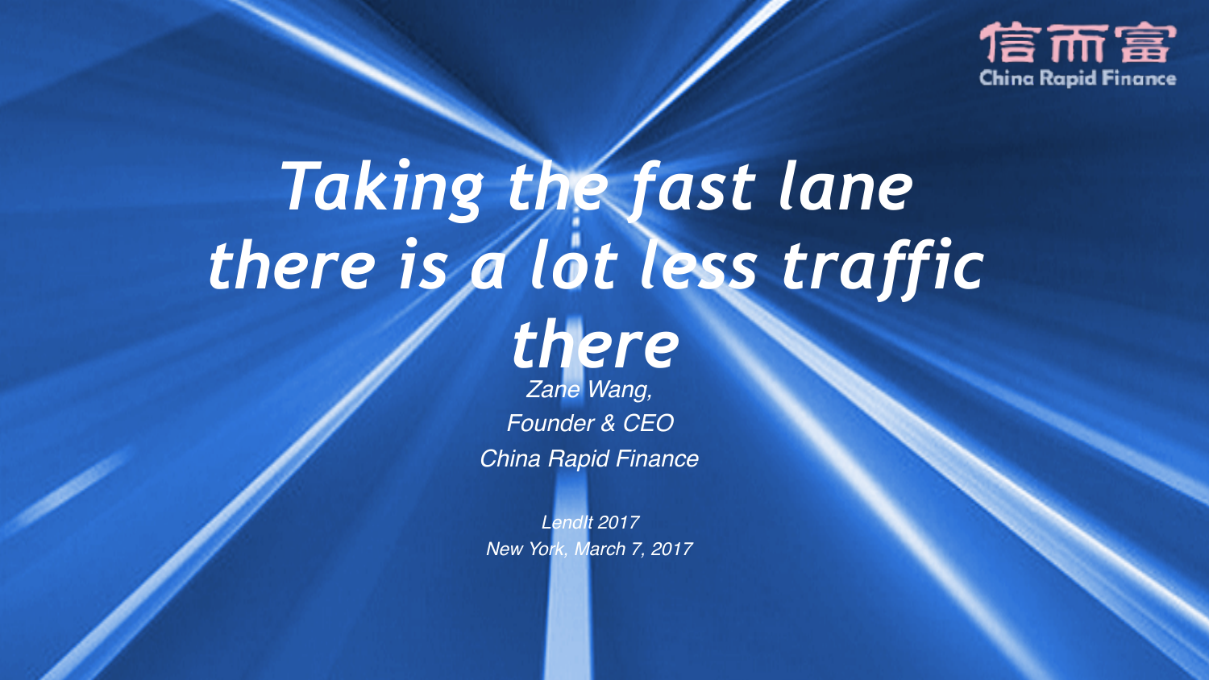信而富

China Rapid Finance

# *Taking the fast lane there is a lot less traffic there*

*Zane Wang,*

*Founder & CEO*

*China Rapid Finance*

*LendIt 2017*

*New York, March 7, 2017*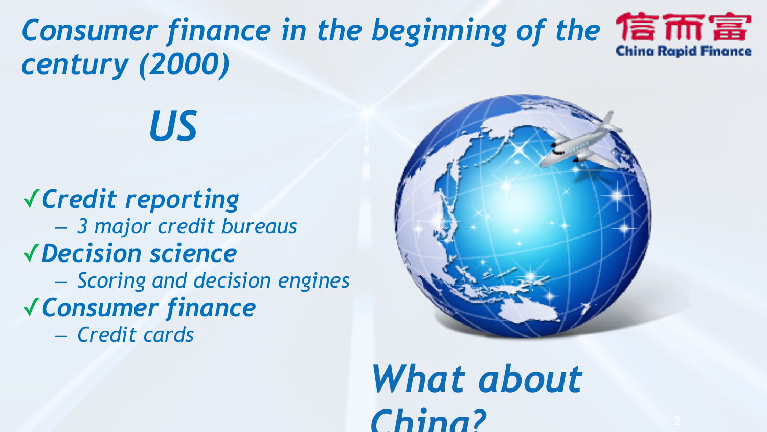# *Consumer finance in the beginning of the century (2000)*

## *US*

- ✓ ***Credit reporting***
  - *3 major credit bureaus*
- ✓ ***Decision science***
  - *Scoring and decision engines*
- ✓ ***Consumer finance***
  - *Credit cards*

## *What about China?*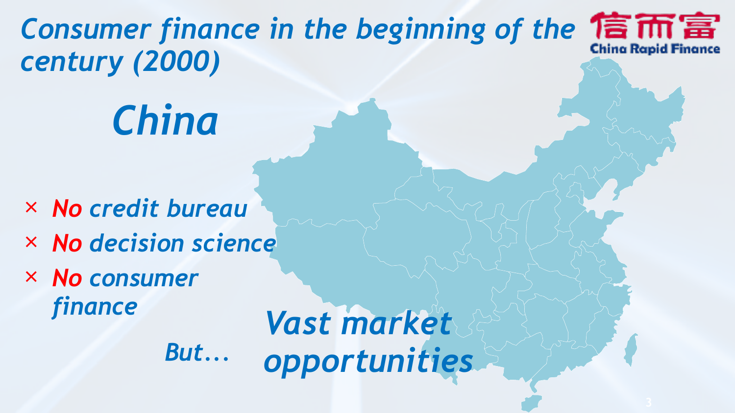# *Consumer finance in the beginning of the century (2000)*

信而富 China Rapid Finance

## *China*

- × ***No*** *credit bureau*
- × ***No*** *decision science*
- × ***No*** *consumer finance*

*But…* ***Vast market opportunities***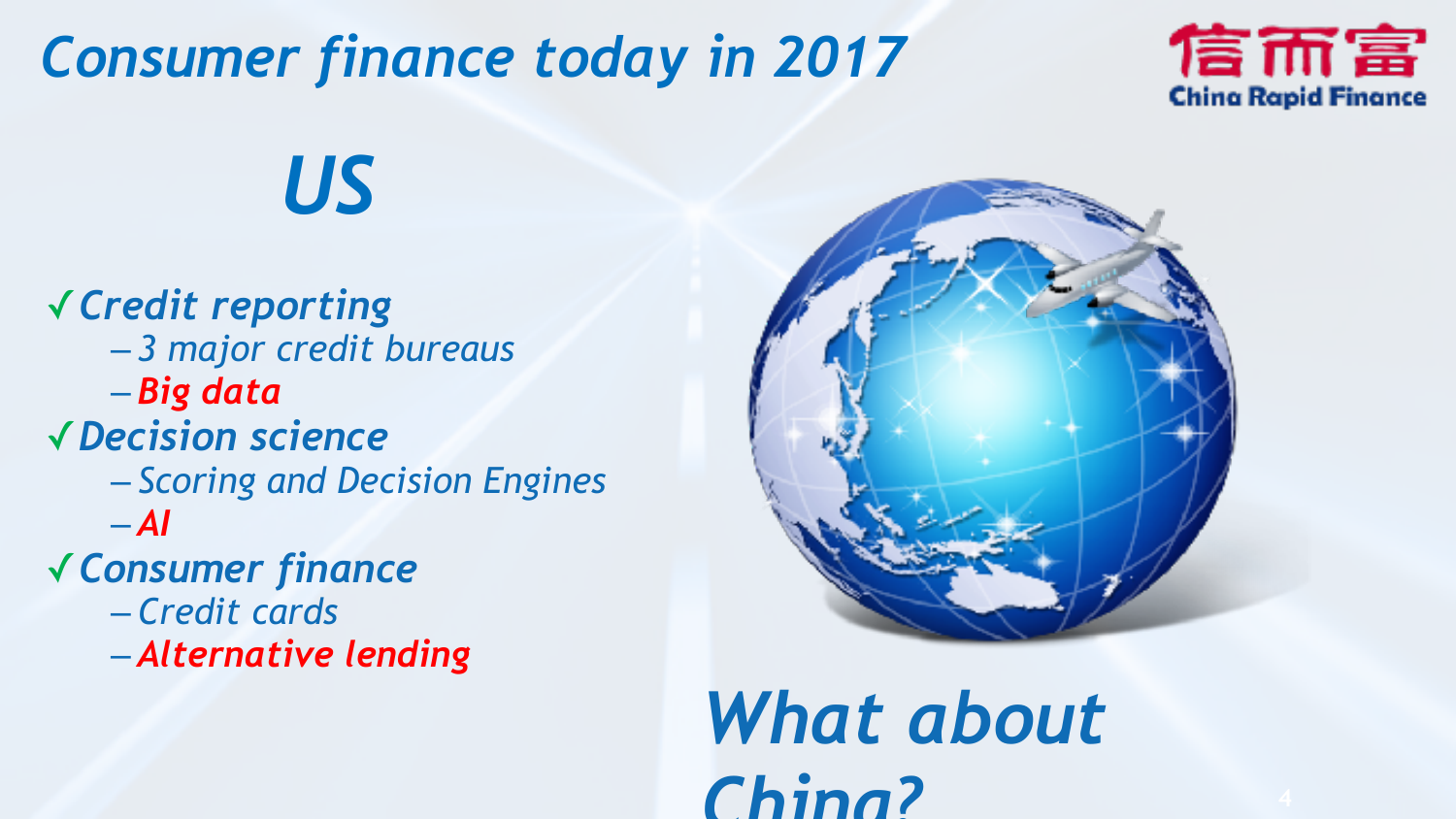# *Consumer finance today in 2017*

信而富 China Rapid Finance

## *US*

- ✓ *Credit reporting*
  - *3 major credit bureaus*
  - ***Big data***
- ✓ *Decision science*
  - *Scoring and Decision Engines*
  - ***AI***
- ✓ *Consumer finance*
  - *Credit cards*
  - ***Alternative lending***

## *What about China?*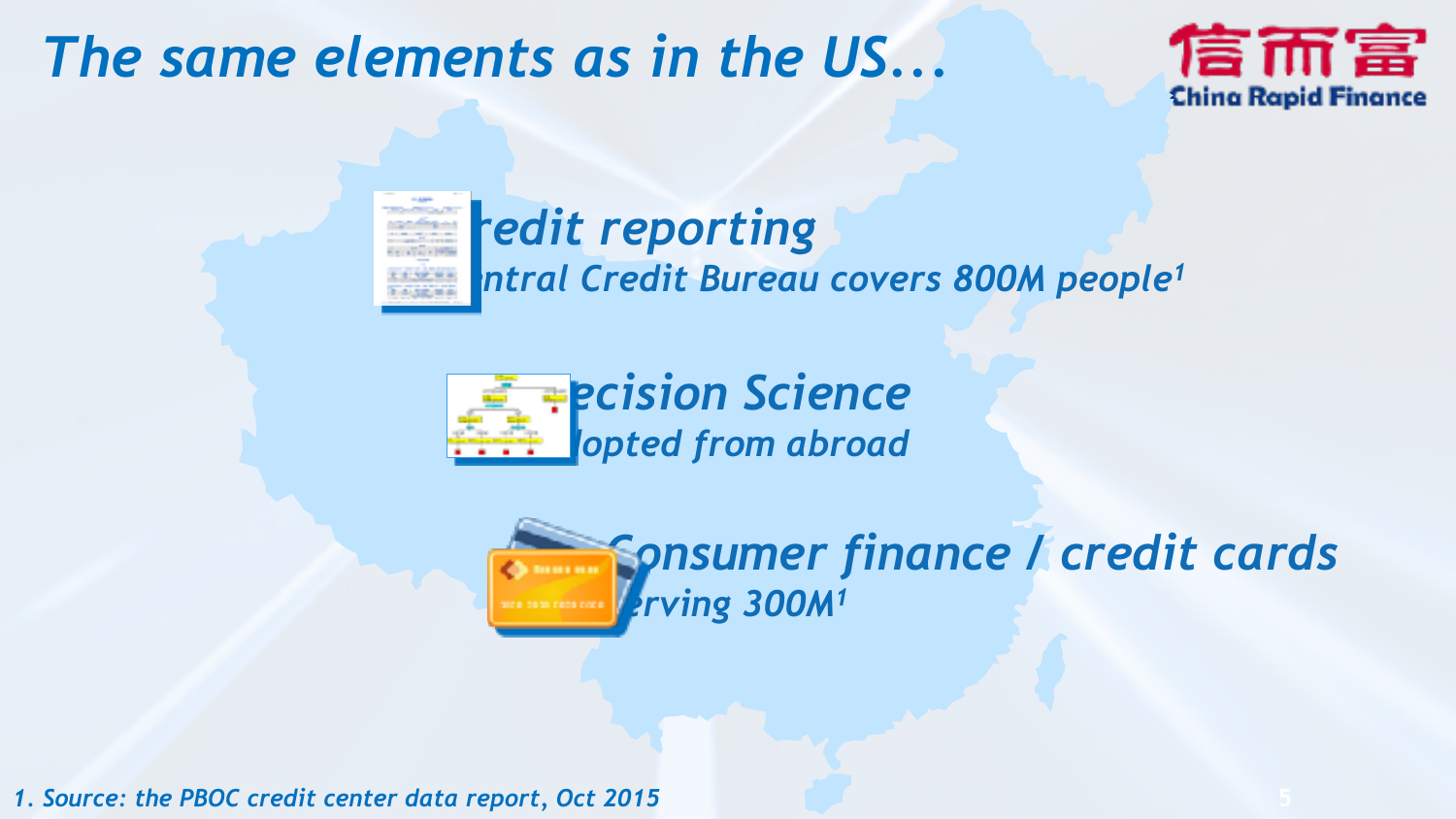# The same elements as in the US...

## redit reporting

*ntral Credit Bureau covers 800M people[1]*

## ecision Science

*lopted from abroad*

## Consumer finance / credit cards

*erving 300M[1]*

*1. Source: the PBOC credit center data report, Oct 2015*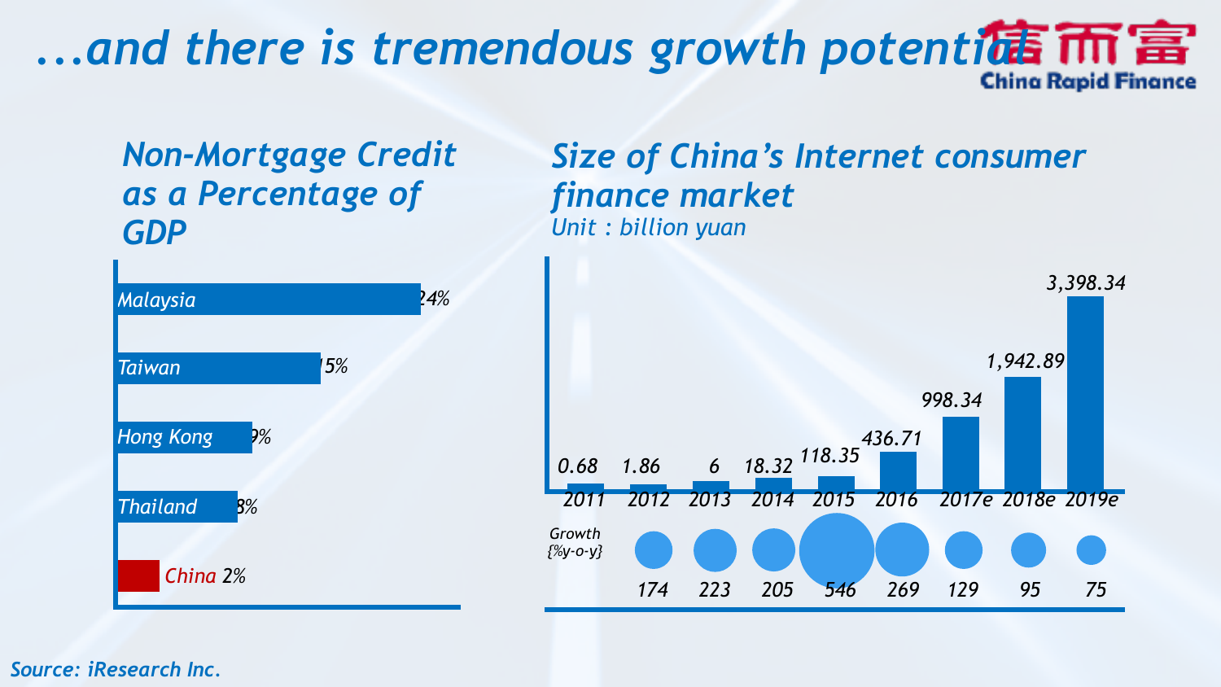# ...and there is tremendous growth potential

信而富 China Rapid Finance

## Non-Mortgage Credit as a Percentage of GDP

| Country/Region | % of GDP |
|---|---|
| Malaysia | 24% |
| Taiwan | 15% |
| Hong Kong | 9% |
| Thailand | 8% |
| China | 2% |

## Size of China's Internet consumer finance market

*Unit : billion yuan*

| Year | Size | Growth (%y-o-y) |
|---|---|---|
| 2011 | 0.68 | |
| 2012 | 1.86 | 174 |
| 2013 | 6 | 223 |
| 2014 | 18.32 | 205 |
| 2015 | 118.35 | 546 |
| 2016 | 436.71 | 269 |
| 2017e | 998.34 | 129 |
| 2018e | 1,942.89 | 95 |
| 2019e | 3,398.34 | 75 |

Source: iResearch Inc.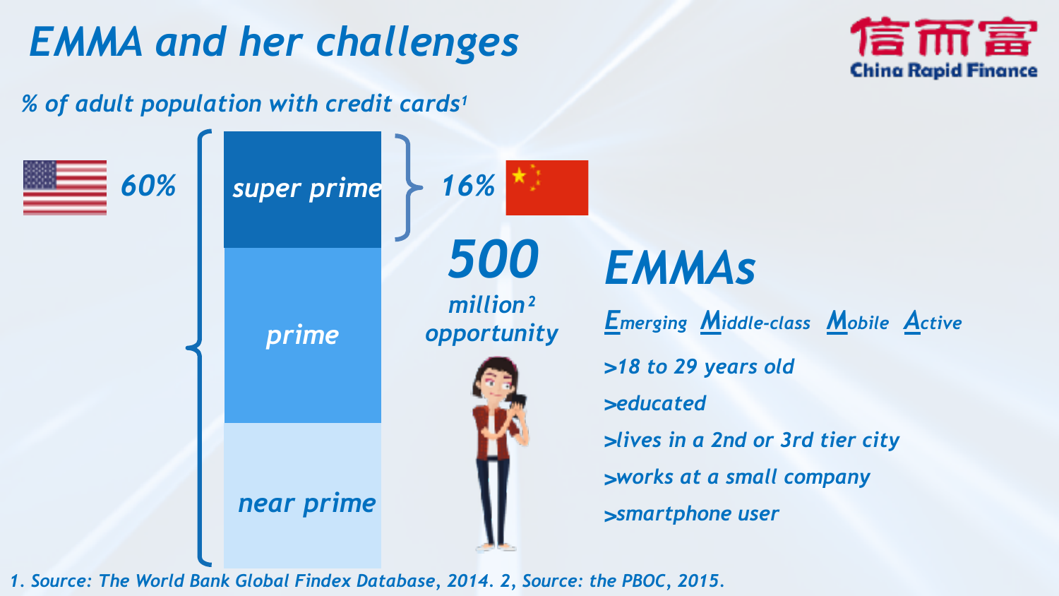# EMMA and her challenges

信而富 China Rapid Finance

*% of adult population with credit cards*[1]

60% (US): super prime, prime, near prime

16% (China): super prime

**500** million[2] opportunity

## EMMAs

**E**merging **M**iddle-class **M**obile **A**ctive

- >18 to 29 years old
- >educated
- >lives in a 2nd or 3rd tier city
- >works at a small company
- >smartphone user

1. Source: The World Bank Global Findex Database, 2014. 2, Source: the PBOC, 2015.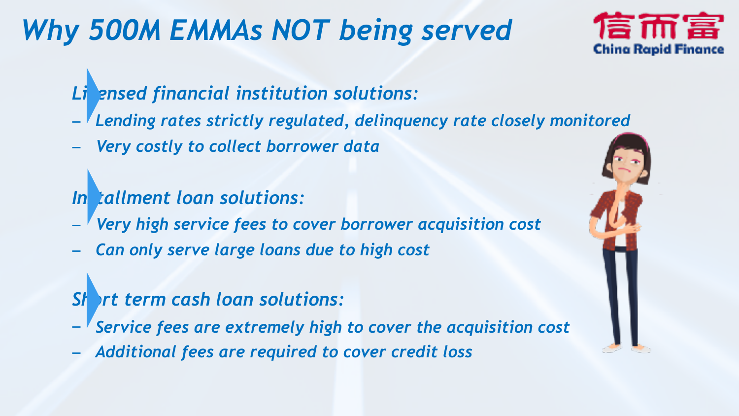# *Why 500M EMMAs NOT being served*

*Licensed financial institution solutions:*

- *Lending rates strictly regulated, delinquency rate closely monitored*
- *Very costly to collect borrower data*

*Installment loan solutions:*

- *Very high service fees to cover borrower acquisition cost*
- *Can only serve large loans due to high cost*

*Short term cash loan solutions:*

- *Service fees are extremely high to cover the acquisition cost*
- *Additional fees are required to cover credit loss*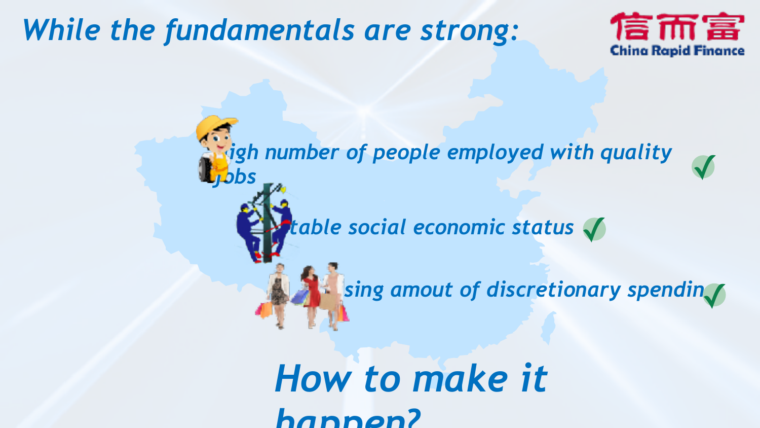# While the fundamentals are strong:

- ...igh number of people employed with quality jobs ✓
- ...table social economic status ✓
- ...sing amout of discretionary spendin... ✓

## How to make it happen?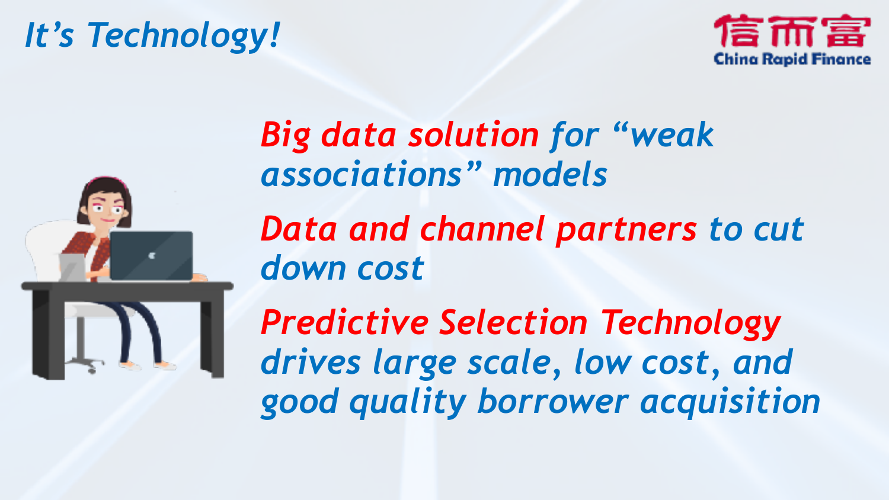# It's Technology!

信而富 China Rapid Finance

*Big data solution for "weak associations" models*

*Data and channel partners to cut down cost*

*Predictive Selection Technology drives large scale, low cost, and good quality borrower acquisition*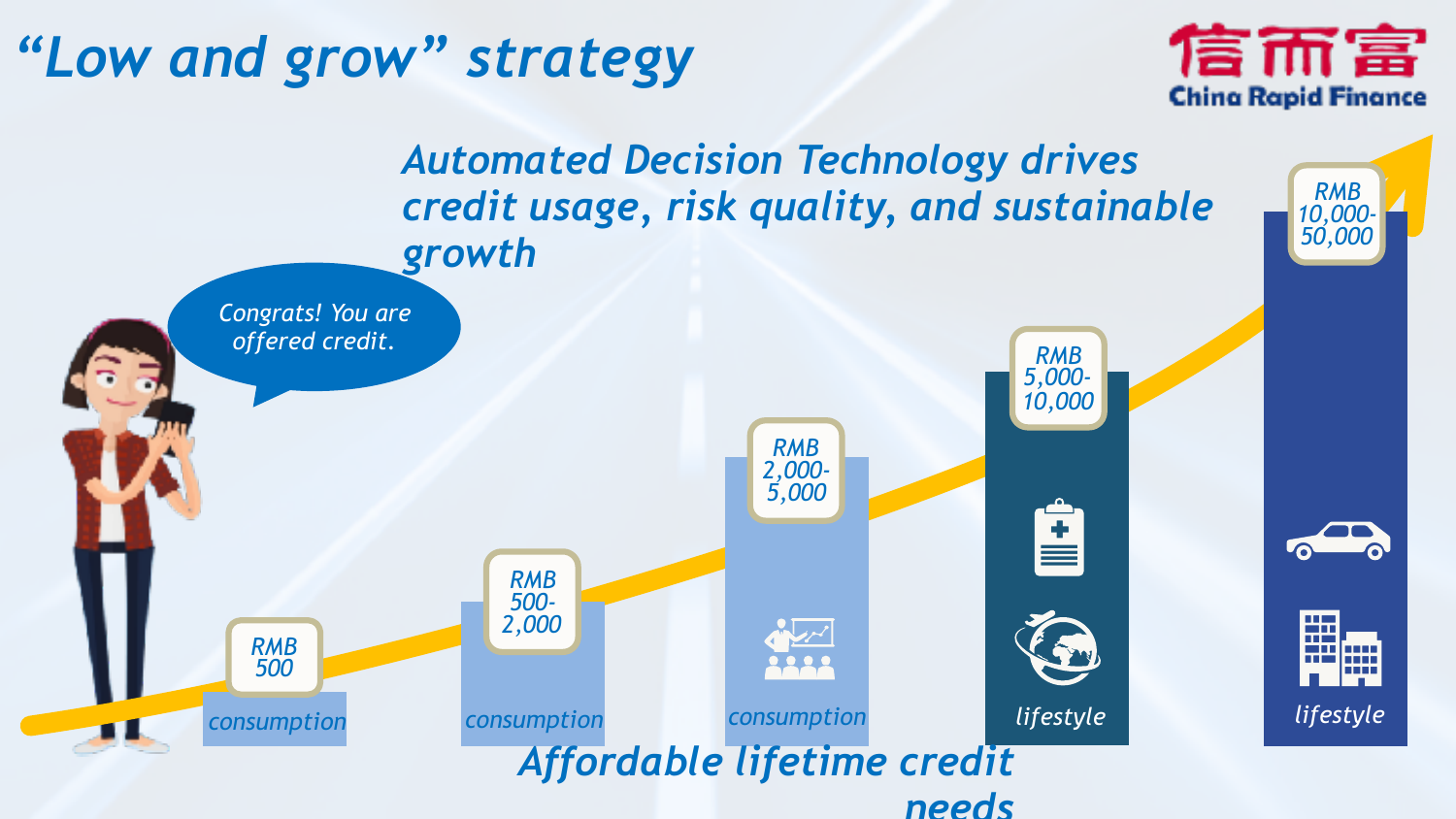# "Low and grow" strategy

信而富
China Rapid Finance

*Automated Decision Technology drives credit usage, risk quality, and sustainable growth*

*Congrats! You are offered credit.*

| RMB 500 | RMB 500-2,000 | RMB 2,000-5,000 | RMB 5,000-10,000 | RMB 10,000-50,000 |
|---|---|---|---|---|
| consumption | consumption | consumption | lifestyle | lifestyle |

*Affordable lifetime credit needs*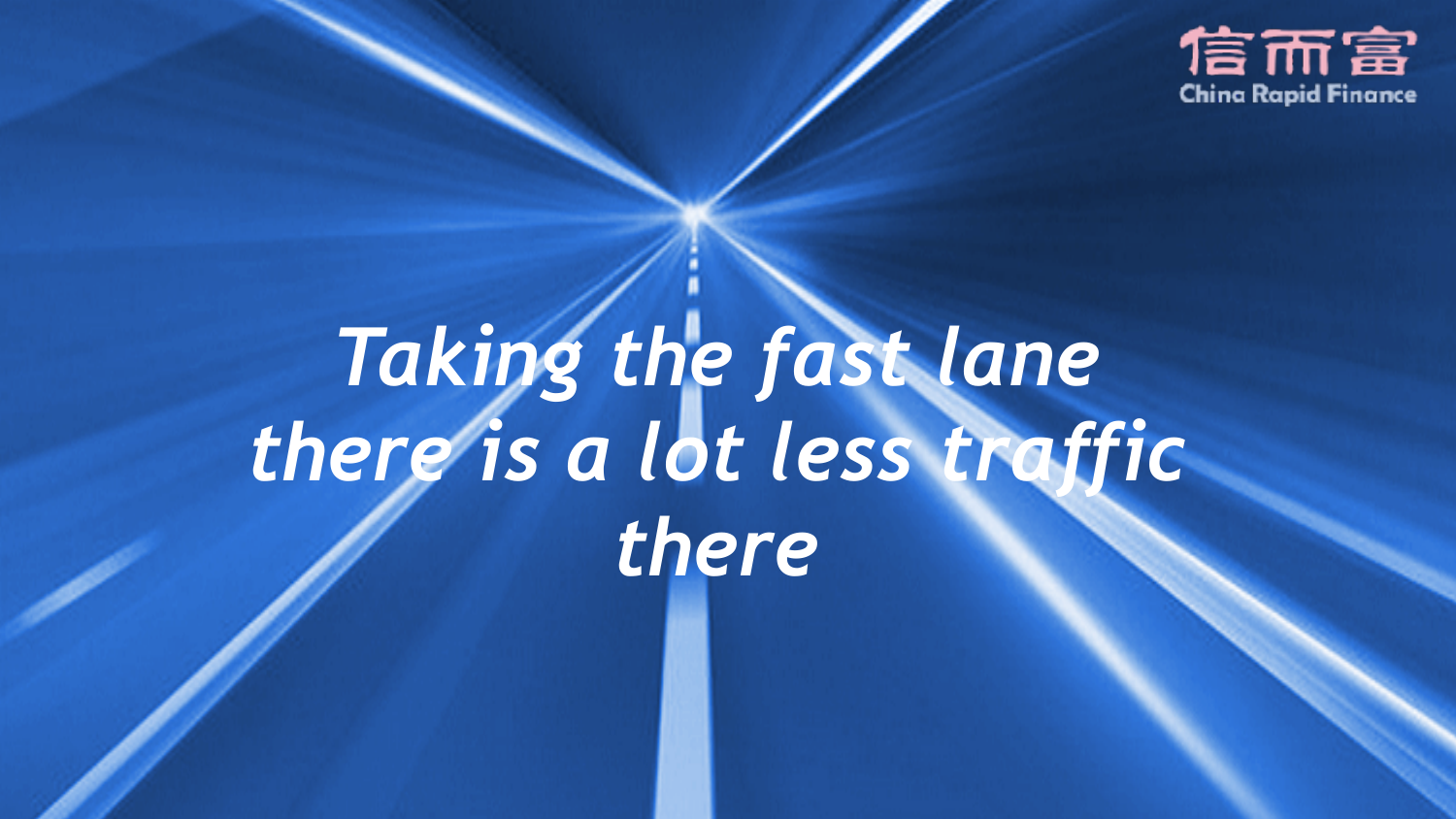信而富

China Rapid Finance

*Taking the fast lane*
*there is a lot less traffic*
*there*